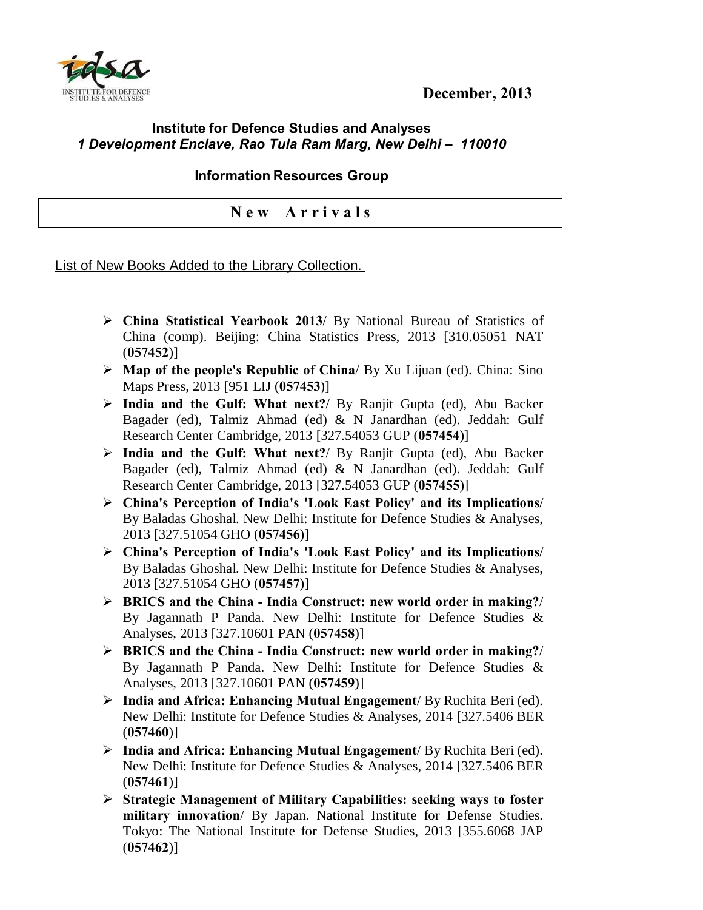December, 2013

**Institute for Defence Studies and Analyses**
***1 Development Enclave, Rao Tula Ram Marg, New Delhi – 110010***

**Information Resources Group**

## New Arrivals

List of New Books Added to the Library Collection.

- **China Statistical Yearbook 2013**/ By National Bureau of Statistics of China (comp). Beijing: China Statistics Press, 2013 [310.05051 NAT (**057452**)]
- **Map of the people's Republic of China**/ By Xu Lijuan (ed). China: Sino Maps Press, 2013 [951 LIJ (**057453**)]
- **India and the Gulf: What next?**/ By Ranjit Gupta (ed), Abu Backer Bagader (ed), Talmiz Ahmad (ed) & N Janardhan (ed). Jeddah: Gulf Research Center Cambridge, 2013 [327.54053 GUP (**057454**)]
- **India and the Gulf: What next?**/ By Ranjit Gupta (ed), Abu Backer Bagader (ed), Talmiz Ahmad (ed) & N Janardhan (ed). Jeddah: Gulf Research Center Cambridge, 2013 [327.54053 GUP (**057455**)]
- **China's Perception of India's 'Look East Policy' and its Implications**/ By Baladas Ghoshal. New Delhi: Institute for Defence Studies & Analyses, 2013 [327.51054 GHO (**057456**)]
- **China's Perception of India's 'Look East Policy' and its Implications**/ By Baladas Ghoshal. New Delhi: Institute for Defence Studies & Analyses, 2013 [327.51054 GHO (**057457**)]
- **BRICS and the China - India Construct: new world order in making?**/ By Jagannath P Panda. New Delhi: Institute for Defence Studies & Analyses, 2013 [327.10601 PAN (**057458**)]
- **BRICS and the China - India Construct: new world order in making?**/ By Jagannath P Panda. New Delhi: Institute for Defence Studies & Analyses, 2013 [327.10601 PAN (**057459**)]
- **India and Africa: Enhancing Mutual Engagement**/ By Ruchita Beri (ed). New Delhi: Institute for Defence Studies & Analyses, 2014 [327.5406 BER (**057460**)]
- **India and Africa: Enhancing Mutual Engagement**/ By Ruchita Beri (ed). New Delhi: Institute for Defence Studies & Analyses, 2014 [327.5406 BER (**057461**)]
- **Strategic Management of Military Capabilities: seeking ways to foster military innovation**/ By Japan. National Institute for Defense Studies. Tokyo: The National Institute for Defense Studies, 2013 [355.6068 JAP (**057462**)]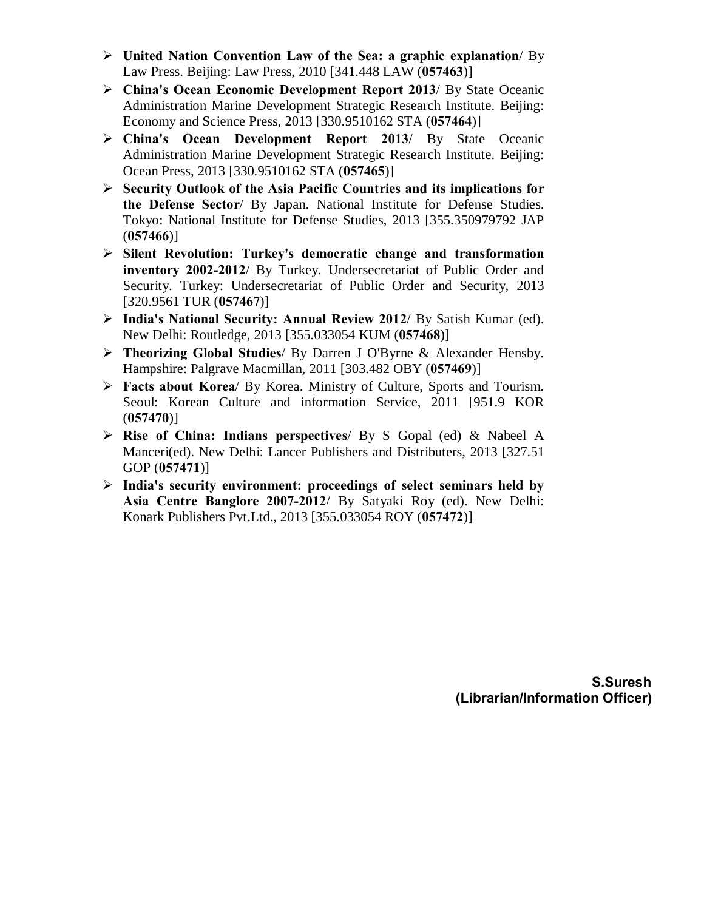- **United Nation Convention Law of the Sea: a graphic explanation**/ By Law Press. Beijing: Law Press, 2010 [341.448 LAW (**057463**)]
- **China's Ocean Economic Development Report 2013**/ By State Oceanic Administration Marine Development Strategic Research Institute. Beijing: Economy and Science Press, 2013 [330.9510162 STA (**057464**)]
- **China's Ocean Development Report 2013**/ By State Oceanic Administration Marine Development Strategic Research Institute. Beijing: Ocean Press, 2013 [330.9510162 STA (**057465**)]
- **Security Outlook of the Asia Pacific Countries and its implications for the Defense Sector**/ By Japan. National Institute for Defense Studies. Tokyo: National Institute for Defense Studies, 2013 [355.350979792 JAP (**057466**)]
- **Silent Revolution: Turkey's democratic change and transformation inventory 2002-2012**/ By Turkey. Undersecretariat of Public Order and Security. Turkey: Undersecretariat of Public Order and Security, 2013 [320.9561 TUR (**057467**)]
- **India's National Security: Annual Review 2012**/ By Satish Kumar (ed). New Delhi: Routledge, 2013 [355.033054 KUM (**057468**)]
- **Theorizing Global Studies**/ By Darren J O'Byrne & Alexander Hensby. Hampshire: Palgrave Macmillan, 2011 [303.482 OBY (**057469**)]
- **Facts about Korea**/ By Korea. Ministry of Culture, Sports and Tourism. Seoul: Korean Culture and information Service, 2011 [951.9 KOR (**057470**)]
- **Rise of China: Indians perspectives**/ By S Gopal (ed) & Nabeel A Manceri(ed). New Delhi: Lancer Publishers and Distributers, 2013 [327.51 GOP (**057471**)]
- **India's security environment: proceedings of select seminars held by Asia Centre Banglore 2007-2012**/ By Satyaki Roy (ed). New Delhi: Konark Publishers Pvt.Ltd., 2013 [355.033054 ROY (**057472**)]

**S.Suresh**
**(Librarian/Information Officer)**